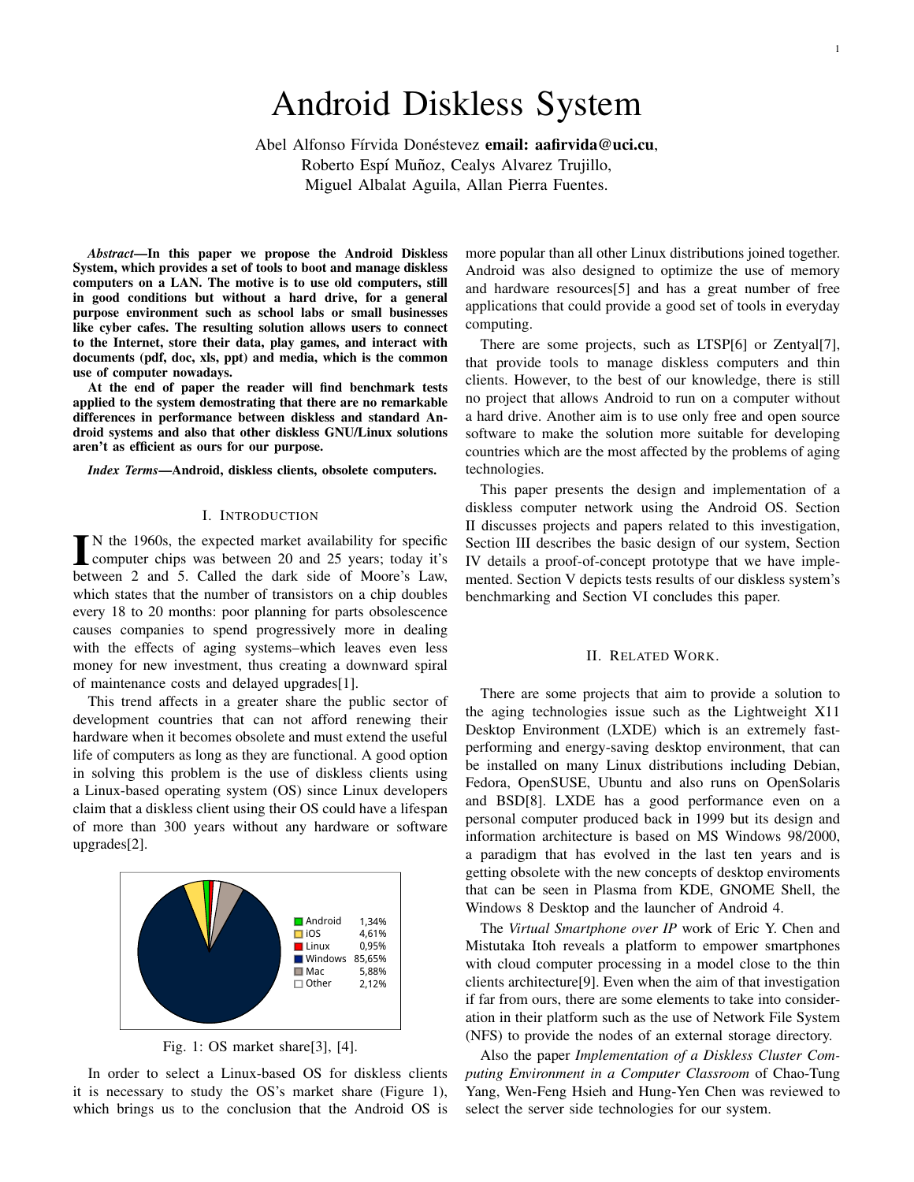# Android Diskless System

Abel Alfonso Fírvida Donéstevez **email: aafirvida@uci.cu**, Roberto Espí Muñoz, Cealys Alvarez Trujillo, Miguel Albalat Aguila, Allan Pierra Fuentes.

***Abstract*—In this paper we propose the Android Diskless System, which provides a set of tools to boot and manage diskless computers on a LAN. The motive is to use old computers, still in good conditions but without a hard drive, for a general purpose environment such as school labs or small businesses like cyber cafes. The resulting solution allows users to connect to the Internet, store their data, play games, and interact with documents (pdf, doc, xls, ppt) and media, which is the common use of computer nowadays.**

**At the end of paper the reader will find benchmark tests applied to the system demostrating that there are no remarkable differences in performance between diskless and standard Android systems and also that other diskless GNU/Linux solutions aren't as efficient as ours for our purpose.**

***Index Terms*—Android, diskless clients, obsolete computers.**

## I. Introduction

In the 1960s, the expected market availability for specific computer chips was between 20 and 25 years; today it's between 2 and 5. Called the dark side of Moore's Law, which states that the number of transistors on a chip doubles every 18 to 20 months: poor planning for parts obsolescence causes companies to spend progressively more in dealing with the effects of aging systems–which leaves even less money for new investment, thus creating a downward spiral of maintenance costs and delayed upgrades[1].

This trend affects in a greater share the public sector of development countries that can not afford renewing their hardware when it becomes obsolete and must extend the useful life of computers as long as they are functional. A good option in solving this problem is the use of diskless clients using a Linux-based operating system (OS) since Linux developers claim that a diskless client using their OS could have a lifespan of more than 300 years without any hardware or software upgrades[2].

| OS | Share |
|---|---|
| Android | 1,34% |
| iOS | 4,61% |
| Linux | 0,95% |
| Windows | 85,65% |
| Mac | 5,88% |
| Other | 2,12% |

Fig. 1: OS market share[3], [4].

In order to select a Linux-based OS for diskless clients it is necessary to study the OS's market share (Figure 1), which brings us to the conclusion that the Android OS is more popular than all other Linux distributions joined together. Android was also designed to optimize the use of memory and hardware resources[5] and has a great number of free applications that could provide a good set of tools in everyday computing.

There are some projects, such as LTSP[6] or Zentyal[7], that provide tools to manage diskless computers and thin clients. However, to the best of our knowledge, there is still no project that allows Android to run on a computer without a hard drive. Another aim is to use only free and open source software to make the solution more suitable for developing countries which are the most affected by the problems of aging technologies.

This paper presents the design and implementation of a diskless computer network using the Android OS. Section II discusses projects and papers related to this investigation, Section III describes the basic design of our system, Section IV details a proof-of-concept prototype that we have implemented. Section V depicts tests results of our diskless system's benchmarking and Section VI concludes this paper.

## II. Related Work.

There are some projects that aim to provide a solution to the aging technologies issue such as the Lightweight X11 Desktop Environment (LXDE) which is an extremely fast-performing and energy-saving desktop environment, that can be installed on many Linux distributions including Debian, Fedora, OpenSUSE, Ubuntu and also runs on OpenSolaris and BSD[8]. LXDE has a good performance even on a personal computer produced back in 1999 but its design and information architecture is based on MS Windows 98/2000, a paradigm that has evolved in the last ten years and is getting obsolete with the new concepts of desktop enviroments that can be seen in Plasma from KDE, GNOME Shell, the Windows 8 Desktop and the launcher of Android 4.

The *Virtual Smartphone over IP* work of Eric Y. Chen and Mistutaka Itoh reveals a platform to empower smartphones with cloud computer processing in a model close to the thin clients architecture[9]. Even when the aim of that investigation if far from ours, there are some elements to take into consideration in their platform such as the use of Network File System (NFS) to provide the nodes of an external storage directory.

Also the paper *Implementation of a Diskless Cluster Computing Environment in a Computer Classroom* of Chao-Tung Yang, Wen-Feng Hsieh and Hung-Yen Chen was reviewed to select the server side technologies for our system.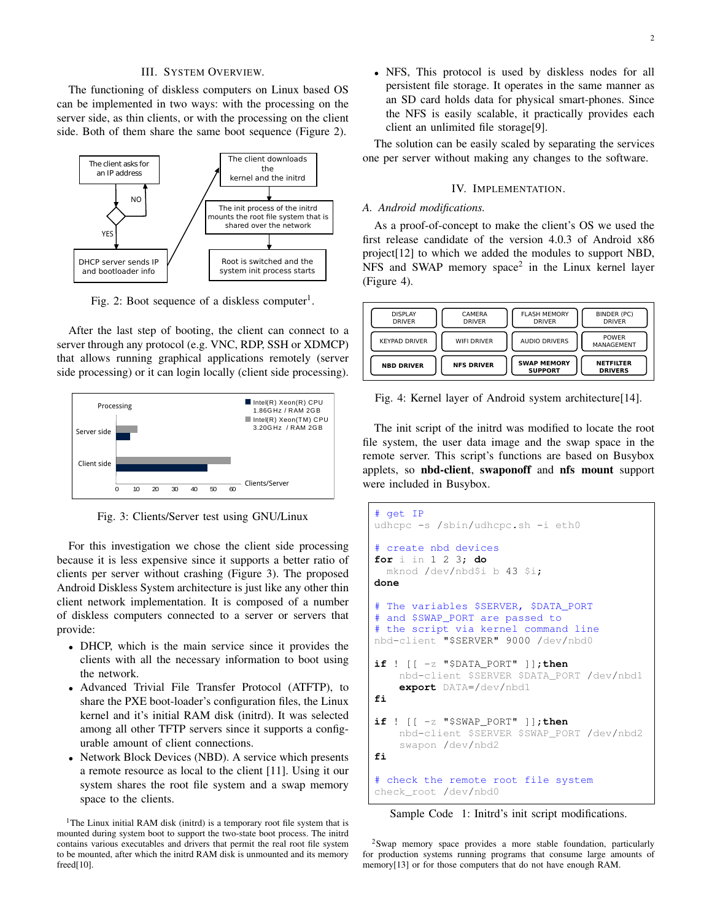## III. System Overview.

The functioning of diskless computers on Linux based OS can be implemented in two ways: with the processing on the server side, as thin clients, or with the processing on the client side. Both of them share the same boot sequence (Figure 2).

Fig. 2: Boot sequence of a diskless computer[1].

After the last step of booting, the client can connect to a server through any protocol (e.g. VNC, RDP, SSH or XDMCP) that allows running graphical applications remotely (server side processing) or it can login locally (client side processing).

Fig. 3: Clients/Server test using GNU/Linux

For this investigation we chose the client side processing because it is less expensive since it supports a better ratio of clients per server without crashing (Figure 3). The proposed Android Diskless System architecture is just like any other thin client network implementation. It is composed of a number of diskless computers connected to a server or servers that provide:

- DHCP, which is the main service since it provides the clients with all the necessary information to boot using the network.
- Advanced Trivial File Transfer Protocol (ATFTP), to share the PXE boot-loader's configuration files, the Linux kernel and it's initial RAM disk (initrd). It was selected among all other TFTP servers since it supports a configurable amount of client connections.
- Network Block Devices (NBD). A service which presents a remote resource as local to the client [11]. Using it our system shares the root file system and a swap memory space to the clients.
- NFS, This protocol is used by diskless nodes for all persistent file storage. It operates in the same manner as an SD card holds data for physical smart-phones. Since the NFS is easily scalable, it practically provides each client an unlimited file storage[9].

The solution can be easily scaled by separating the services one per server without making any changes to the software.

## IV. Implementation.

### A. Android modifications.

As a proof-of-concept to make the client's OS we used the first release candidate of the version 4.0.3 of Android x86 project[12] to which we added the modules to support NBD, NFS and SWAP memory space[2] in the Linux kernel layer (Figure 4).

Fig. 4: Kernel layer of Android system architecture[14].

The init script of the initrd was modified to locate the root file system, the user data image and the swap space in the remote server. This script's functions are based on Busybox applets, so **nbd-client**, **swaponoff** and **nfs mount** support were included in Busybox.

```
# get IP
udhcpc -s /sbin/udhcpc.sh -i eth0

# create nbd devices
for i in 1 2 3; do
  mknod /dev/nbd$i b 43 $i;
done

# The variables $SERVER, $DATA_PORT
# and $SWAP_PORT are passed to
# the script via kernel command line
nbd-client "$SERVER" 9000 /dev/nbd0

if ! [[ -z "$DATA_PORT" ]];then
    nbd-client $SERVER $DATA_PORT /dev/nbd1
    export DATA=/dev/nbd1
fi

if ! [[ -z "$SWAP_PORT" ]];then
    nbd-client $SERVER $SWAP_PORT /dev/nbd2
    swapon /dev/nbd2
fi

# check the remote root file system
check_root /dev/nbd0
```

Sample Code 1: Initrd's init script modifications.

[1]The Linux initial RAM disk (initrd) is a temporary root file system that is mounted during system boot to support the two-state boot process. The initrd contains various executables and drivers that permit the real root file system to be mounted, after which the initrd RAM disk is unmounted and its memory freed[10].

[2]Swap memory space provides a more stable foundation, particularly for production systems running programs that consume large amounts of memory[13] or for those computers that do not have enough RAM.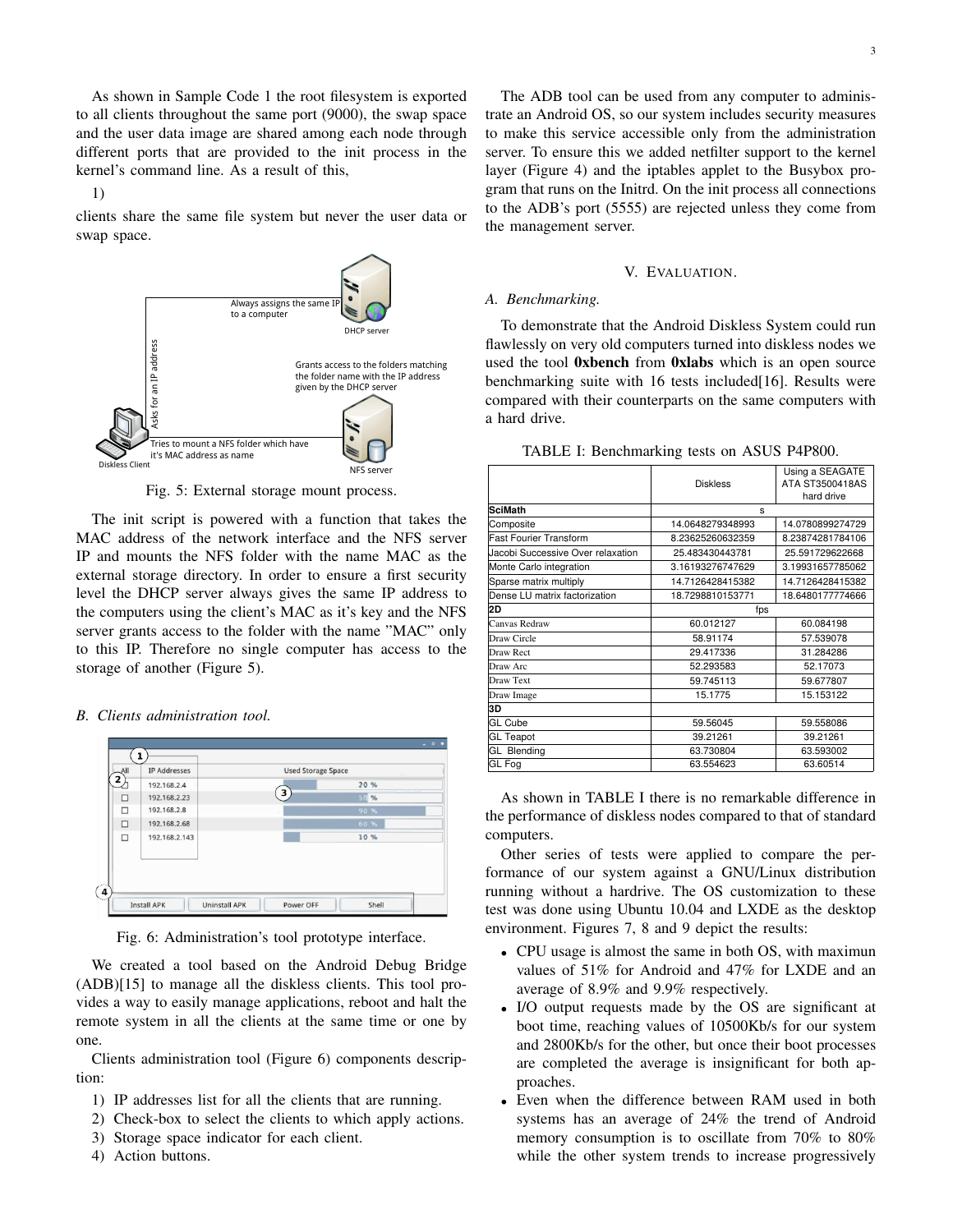As shown in Sample Code 1 the root filesystem is exported to all clients throughout the same port (9000), the swap space and the user data image are shared among each node through different ports that are provided to the init process in the kernel's command line. As a result of this,

1) clients share the same file system but never the user data or swap space.

Fig. 5: External storage mount process.

The init script is powered with a function that takes the MAC address of the network interface and the NFS server IP and mounts the NFS folder with the name MAC as the external storage directory. In order to ensure a first security level the DHCP server always gives the same IP address to the computers using the client's MAC as it's key and the NFS server grants access to the folder with the name "MAC" only to this IP. Therefore no single computer has access to the storage of another (Figure 5).

### B. Clients administration tool.

Fig. 6: Administration's tool prototype interface.

We created a tool based on the Android Debug Bridge (ADB)[15] to manage all the diskless clients. This tool provides a way to easily manage applications, reboot and halt the remote system in all the clients at the same time or one by one.

Clients administration tool (Figure 6) components description:

1) IP addresses list for all the clients that are running.
2) Check-box to select the clients to which apply actions.
3) Storage space indicator for each client.
4) Action buttons.

The ADB tool can be used from any computer to administrate an Android OS, so our system includes security measures to make this service accessible only from the administration server. To ensure this we added netfilter support to the kernel layer (Figure 4) and the iptables applet to the Busybox program that runs on the Initrd. On the init process all connections to the ADB's port (5555) are rejected unless they come from the management server.

## V. Evaluation.

### A. Benchmarking.

To demonstrate that the Android Diskless System could run flawlessly on very old computers turned into diskless nodes we used the tool **0xbench** from **0xlabs** which is an open source benchmarking suite with 16 tests included[16]. Results were compared with their counterparts on the same computers with a hard drive.

TABLE I: Benchmarking tests on ASUS P4P800.

| | Diskless | Using a SEAGATE ATA ST3500418AS hard drive |
|---|---|---|
| **SciMath** | s | |
| Composite | 14.0648279348993 | 14.0780899274729 |
| Fast Fourier Transform | 8.23625260632359 | 8.23874281784106 |
| Jacobi Successive Over relaxation | 25.483430443781 | 25.591729622668 |
| Monte Carlo integration | 3.16193276747629 | 3.19931657785062 |
| Sparse matrix multiply | 14.7126428415382 | 14.7126428415382 |
| Dense LU matrix factorization | 18.7298810153771 | 18.6480177774666 |
| **2D** | fps | |
| Canvas Redraw | 60.012127 | 60.084198 |
| Draw Circle | 58.91174 | 57.539078 |
| Draw Rect | 29.417336 | 31.284286 |
| Draw Arc | 52.293583 | 52.17073 |
| Draw Text | 59.745113 | 59.677807 |
| Draw Image | 15.1775 | 15.153122 |
| **3D** | | |
| GL Cube | 59.56045 | 59.558086 |
| GL Teapot | 39.21261 | 39.21261 |
| GL Blending | 63.730804 | 63.593002 |
| GL Fog | 63.554623 | 63.60514 |

As shown in TABLE I there is no remarkable difference in the performance of diskless nodes compared to that of standard computers.

Other series of tests were applied to compare the performance of our system against a GNU/Linux distribution running without a hardrive. The OS customization to these test was done using Ubuntu 10.04 and LXDE as the desktop environment. Figures 7, 8 and 9 depict the results:

- CPU usage is almost the same in both OS, with maximun values of 51% for Android and 47% for LXDE and an average of 8.9% and 9.9% respectively.
- I/O output requests made by the OS are significant at boot time, reaching values of 10500Kb/s for our system and 2800Kb/s for the other, but once their boot processes are completed the average is insignificant for both approaches.
- Even when the difference between RAM used in both systems has an average of 24% the trend of Android memory consumption is to oscillate from 70% to 80% while the other system trends to increase progressively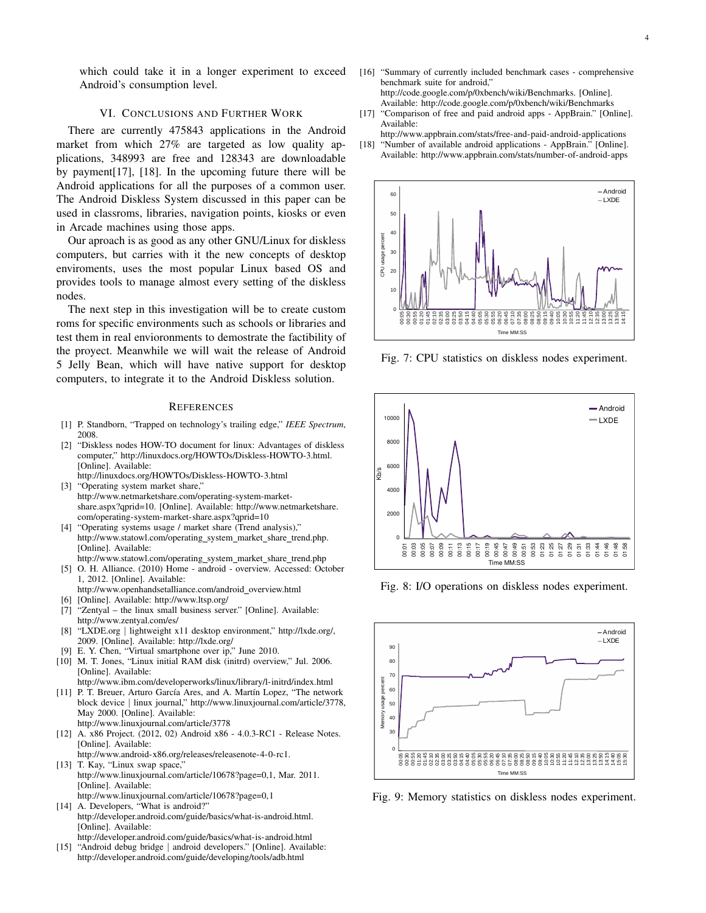which could take it in a longer experiment to exceed Android's consumption level.

## VI. Conclusions and Further Work

There are currently 475843 applications in the Android market from which 27% are targeted as low quality applications, 348993 are free and 128343 are downloadable by payment[17], [18]. In the upcoming future there will be Android applications for all the purposes of a common user. The Android Diskless System discussed in this paper can be used in classroms, libraries, navigation points, kiosks or even in Arcade machines using those apps.

Our aproach is as good as any other GNU/Linux for diskless computers, but carries with it the new concepts of desktop enviroments, uses the most popular Linux based OS and provides tools to manage almost every setting of the diskless nodes.

The next step in this investigation will be to create custom roms for specific environments such as schools or libraries and test them in real envioronments to demostrate the factibility of the proyect. Meanwhile we will wait the release of Android 5 Jelly Bean, which will have native support for desktop computers, to integrate it to the Android Diskless solution.

## References

[1] P. Standborn, "Trapped on technology's trailing edge," *IEEE Spectrum*, 2008.

[2] "Diskless nodes HOW-TO document for linux: Advantages of diskless computer," http://linuxdocs.org/HOWTOs/Diskless-HOWTO-3.html. [Online]. Available: http://linuxdocs.org/HOWTOs/Diskless-HOWTO-3.html

[3] "Operating system market share," http://www.netmarketshare.com/operating-system-market-share.aspx?qprid=10. [Online]. Available: http://www.netmarketshare.com/operating-system-market-share.aspx?qprid=10

[4] "Operating systems usage / market share (Trend analysis)," http://www.statowl.com/operating_system_market_share_trend.php. [Online]. Available: http://www.statowl.com/operating_system_market_share_trend.php

[5] O. H. Alliance. (2010) Home - android - overview. Accessed: October 1, 2012. [Online]. Available: http://www.openhandsetalliance.com/android_overview.html

[6] [Online]. Available: http://www.ltsp.org/

[7] "Zentyal – the linux small business server." [Online]. Available: http://www.zentyal.com/es/

[8] "LXDE.org | lightweight x11 desktop environment," http://lxde.org/, 2009. [Online]. Available: http://lxde.org/

[9] E. Y. Chen, "Virtual smartphone over ip," June 2010.

[10] M. T. Jones, "Linux initial RAM disk (initrd) overview," Jul. 2006. [Online]. Available: http://www.ibm.com/developerworks/linux/library/l-initrd/index.html

[11] P. T. Breuer, Arturo García Ares, and A. Martín Lopez, "The network block device | linux journal," http://www.linuxjournal.com/article/3778, May 2000. [Online]. Available: http://www.linuxjournal.com/article/3778

[12] A. x86 Project. (2012, 02) Android x86 - 4.0.3-RC1 - Release Notes. [Online]. Available: http://www.android-x86.org/releases/releasenote-4-0-rc1.

[13] T. Kay, "Linux swap space," http://www.linuxjournal.com/article/10678?page=0,1, Mar. 2011. [Online]. Available: http://www.linuxjournal.com/article/10678?page=0,1

[14] A. Developers, "What is android?" http://developer.android.com/guide/basics/what-is-android.html. [Online]. Available: http://developer.android.com/guide/basics/what-is-android.html

[15] "Android debug bridge | android developers." [Online]. Available: http://developer.android.com/guide/developing/tools/adb.html

[16] "Summary of currently included benchmark cases - comprehensive benchmark suite for android," http://code.google.com/p/0xbench/wiki/Benchmarks. [Online]. Available: http://code.google.com/p/0xbench/wiki/Benchmarks

[17] "Comparison of free and paid android apps - AppBrain." [Online]. Available: http://www.appbrain.com/stats/free-and-paid-android-applications

[18] "Number of available android applications - AppBrain." [Online]. Available: http://www.appbrain.com/stats/number-of-android-apps

Android
LXDE
CPU usage percent
0
10
20
30
40
50
60
00:05 00:30 00:55 01:20 01:45 02:10 02:35 03:00 03:25 03:50 04:15 04:40 05:05 05:30 05:55 06:20 06:45 07:10 07:35 08:00 08:25 08:50 09:15 09:40 10:05 10:30 10:55 11:20 11:45 12:10 12:35 13:00 13:25 13:50 14:15
Time MM:SS

Fig. 7: CPU statistics on diskless nodes experiment.

Android
LXDE
Kb/s
0
2000
4000
6000
8000
10000
00:01 00:03 00:05 00:07 00:09 00:11 00:13 00:15 00:17 00:19 00:45 00:47 00:49 00:51 00:53 01:23 01:25 01:27 01:29 01:31 01:33 01:44 01:46 01:48 01:58
Time MM:SS

Fig. 8: I/O operations on diskless nodes experiment.

Android
LXDE
Memory usage percent
0
30
40
50
60
70
80
90
00:05 00:30 00:55 01:20 01:45 02:10 02:35 03:00 03:25 03:50 04:15 04:40 05:05 05:30 05:55 06:20 06:45 07:10 07:35 08:00 08:25 08:50 09:15 09:40 10:05 10:30 10:55 11:20 11:45 12:10 12:35 13:00 13:25 13:50 14:15 14:40 15:05 15:30
Time MM:SS

Fig. 9: Memory statistics on diskless nodes experiment.